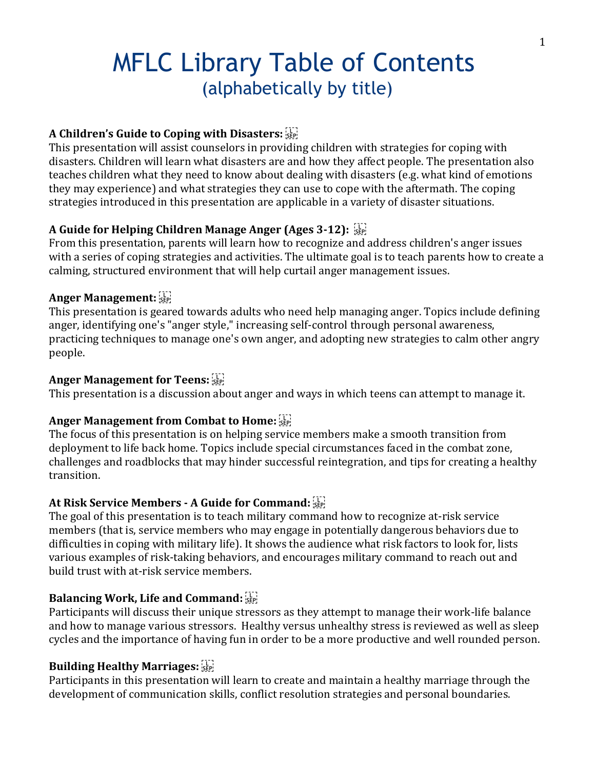# MFLC Library Table of Contents
## (alphabetically by title)

**A Children's Guide to Coping with Disasters:**
This presentation will assist counselors in providing children with strategies for coping with disasters. Children will learn what disasters are and how they affect people. The presentation also teaches children what they need to know about dealing with disasters (e.g. what kind of emotions they may experience) and what strategies they can use to cope with the aftermath. The coping strategies introduced in this presentation are applicable in a variety of disaster situations.

**A Guide for Helping Children Manage Anger (Ages 3-12):**
From this presentation, parents will learn how to recognize and address children's anger issues with a series of coping strategies and activities. The ultimate goal is to teach parents how to create a calming, structured environment that will help curtail anger management issues.

**Anger Management:**
This presentation is geared towards adults who need help managing anger. Topics include defining anger, identifying one's "anger style," increasing self-control through personal awareness, practicing techniques to manage one's own anger, and adopting new strategies to calm other angry people.

**Anger Management for Teens:**
This presentation is a discussion about anger and ways in which teens can attempt to manage it.

**Anger Management from Combat to Home:**
The focus of this presentation is on helping service members make a smooth transition from deployment to life back home. Topics include special circumstances faced in the combat zone, challenges and roadblocks that may hinder successful reintegration, and tips for creating a healthy transition.

**At Risk Service Members - A Guide for Command:**
The goal of this presentation is to teach military command how to recognize at-risk service members (that is, service members who may engage in potentially dangerous behaviors due to difficulties in coping with military life). It shows the audience what risk factors to look for, lists various examples of risk-taking behaviors, and encourages military command to reach out and build trust with at-risk service members.

**Balancing Work, Life and Command:**
Participants will discuss their unique stressors as they attempt to manage their work-life balance and how to manage various stressors. Healthy versus unhealthy stress is reviewed as well as sleep cycles and the importance of having fun in order to be a more productive and well rounded person.

**Building Healthy Marriages:**
Participants in this presentation will learn to create and maintain a healthy marriage through the development of communication skills, conflict resolution strategies and personal boundaries.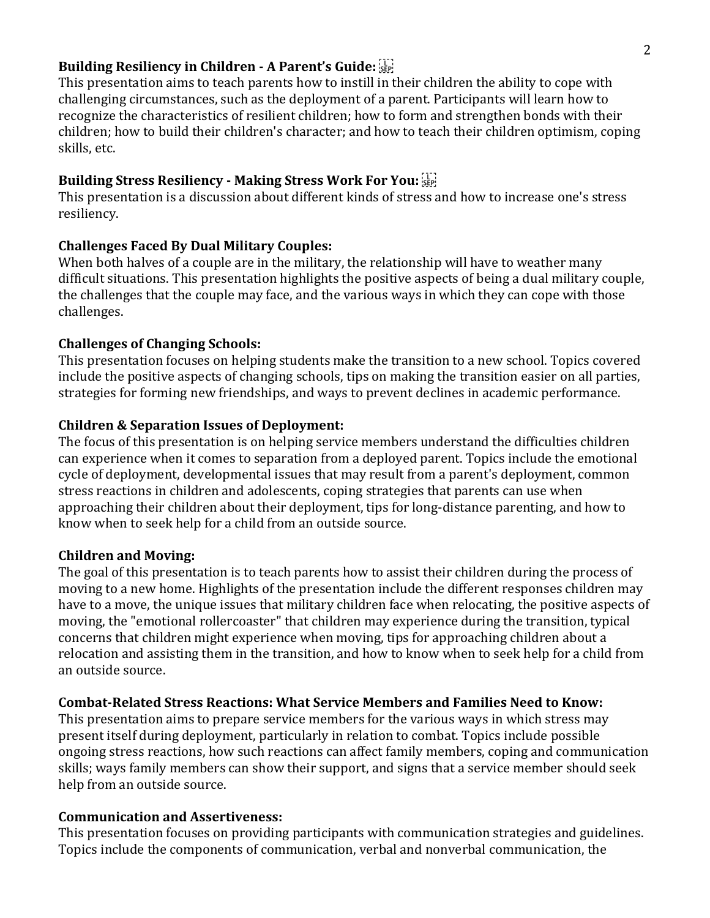**Building Resiliency in Children - A Parent's Guide:**

This presentation aims to teach parents how to instill in their children the ability to cope with challenging circumstances, such as the deployment of a parent. Participants will learn how to recognize the characteristics of resilient children; how to form and strengthen bonds with their children; how to build their children's character; and how to teach their children optimism, coping skills, etc.

**Building Stress Resiliency - Making Stress Work For You:**

This presentation is a discussion about different kinds of stress and how to increase one's stress resiliency.

**Challenges Faced By Dual Military Couples:**

When both halves of a couple are in the military, the relationship will have to weather many difficult situations. This presentation highlights the positive aspects of being a dual military couple, the challenges that the couple may face, and the various ways in which they can cope with those challenges.

**Challenges of Changing Schools:**

This presentation focuses on helping students make the transition to a new school. Topics covered include the positive aspects of changing schools, tips on making the transition easier on all parties, strategies for forming new friendships, and ways to prevent declines in academic performance.

**Children & Separation Issues of Deployment:**

The focus of this presentation is on helping service members understand the difficulties children can experience when it comes to separation from a deployed parent. Topics include the emotional cycle of deployment, developmental issues that may result from a parent's deployment, common stress reactions in children and adolescents, coping strategies that parents can use when approaching their children about their deployment, tips for long-distance parenting, and how to know when to seek help for a child from an outside source.

**Children and Moving:**

The goal of this presentation is to teach parents how to assist their children during the process of moving to a new home. Highlights of the presentation include the different responses children may have to a move, the unique issues that military children face when relocating, the positive aspects of moving, the "emotional rollercoaster" that children may experience during the transition, typical concerns that children might experience when moving, tips for approaching children about a relocation and assisting them in the transition, and how to know when to seek help for a child from an outside source.

**Combat-Related Stress Reactions: What Service Members and Families Need to Know:**

This presentation aims to prepare service members for the various ways in which stress may present itself during deployment, particularly in relation to combat. Topics include possible ongoing stress reactions, how such reactions can affect family members, coping and communication skills; ways family members can show their support, and signs that a service member should seek help from an outside source.

**Communication and Assertiveness:**

This presentation focuses on providing participants with communication strategies and guidelines. Topics include the components of communication, verbal and nonverbal communication, the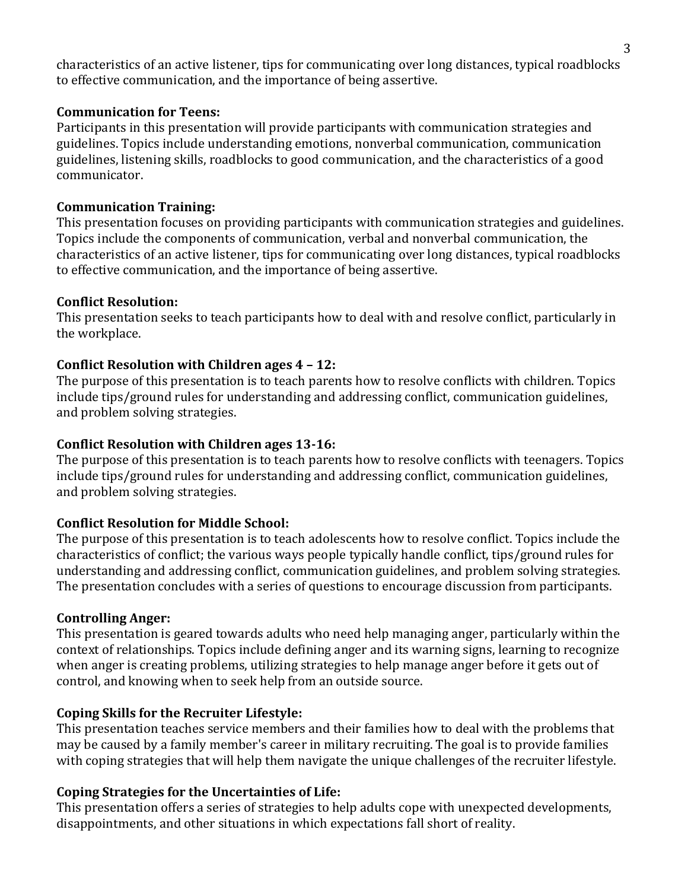characteristics of an active listener, tips for communicating over long distances, typical roadblocks to effective communication, and the importance of being assertive.

**Communication for Teens:**
Participants in this presentation will provide participants with communication strategies and guidelines. Topics include understanding emotions, nonverbal communication, communication guidelines, listening skills, roadblocks to good communication, and the characteristics of a good communicator.

**Communication Training:**
This presentation focuses on providing participants with communication strategies and guidelines. Topics include the components of communication, verbal and nonverbal communication, the characteristics of an active listener, tips for communicating over long distances, typical roadblocks to effective communication, and the importance of being assertive.

**Conflict Resolution:**
This presentation seeks to teach participants how to deal with and resolve conflict, particularly in the workplace.

**Conflict Resolution with Children ages 4 – 12:**
The purpose of this presentation is to teach parents how to resolve conflicts with children. Topics include tips/ground rules for understanding and addressing conflict, communication guidelines, and problem solving strategies.

**Conflict Resolution with Children ages 13-16:**
The purpose of this presentation is to teach parents how to resolve conflicts with teenagers. Topics include tips/ground rules for understanding and addressing conflict, communication guidelines, and problem solving strategies.

**Conflict Resolution for Middle School:**
The purpose of this presentation is to teach adolescents how to resolve conflict. Topics include the characteristics of conflict; the various ways people typically handle conflict, tips/ground rules for understanding and addressing conflict, communication guidelines, and problem solving strategies. The presentation concludes with a series of questions to encourage discussion from participants.

**Controlling Anger:**
This presentation is geared towards adults who need help managing anger, particularly within the context of relationships. Topics include defining anger and its warning signs, learning to recognize when anger is creating problems, utilizing strategies to help manage anger before it gets out of control, and knowing when to seek help from an outside source.

**Coping Skills for the Recruiter Lifestyle:**
This presentation teaches service members and their families how to deal with the problems that may be caused by a family member's career in military recruiting. The goal is to provide families with coping strategies that will help them navigate the unique challenges of the recruiter lifestyle.

**Coping Strategies for the Uncertainties of Life:**
This presentation offers a series of strategies to help adults cope with unexpected developments, disappointments, and other situations in which expectations fall short of reality.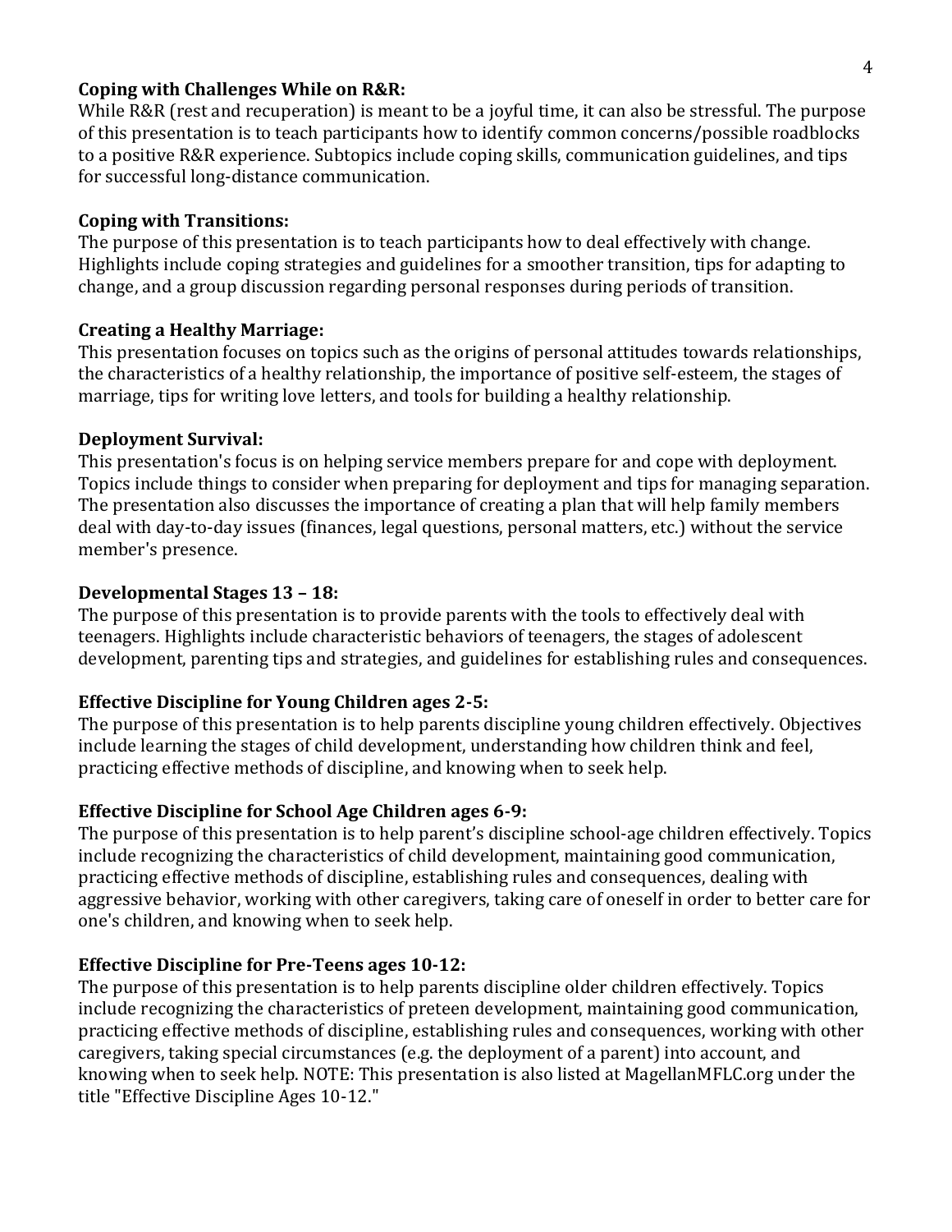**Coping with Challenges While on R&R:**
While R&R (rest and recuperation) is meant to be a joyful time, it can also be stressful. The purpose of this presentation is to teach participants how to identify common concerns/possible roadblocks to a positive R&R experience. Subtopics include coping skills, communication guidelines, and tips for successful long-distance communication.

**Coping with Transitions:**
The purpose of this presentation is to teach participants how to deal effectively with change. Highlights include coping strategies and guidelines for a smoother transition, tips for adapting to change, and a group discussion regarding personal responses during periods of transition.

**Creating a Healthy Marriage:**
This presentation focuses on topics such as the origins of personal attitudes towards relationships, the characteristics of a healthy relationship, the importance of positive self-esteem, the stages of marriage, tips for writing love letters, and tools for building a healthy relationship.

**Deployment Survival:**
This presentation's focus is on helping service members prepare for and cope with deployment. Topics include things to consider when preparing for deployment and tips for managing separation. The presentation also discusses the importance of creating a plan that will help family members deal with day-to-day issues (finances, legal questions, personal matters, etc.) without the service member's presence.

**Developmental Stages 13 – 18:**
The purpose of this presentation is to provide parents with the tools to effectively deal with teenagers. Highlights include characteristic behaviors of teenagers, the stages of adolescent development, parenting tips and strategies, and guidelines for establishing rules and consequences.

**Effective Discipline for Young Children ages 2-5:**
The purpose of this presentation is to help parents discipline young children effectively. Objectives include learning the stages of child development, understanding how children think and feel, practicing effective methods of discipline, and knowing when to seek help.

**Effective Discipline for School Age Children ages 6-9:**
The purpose of this presentation is to help parent's discipline school-age children effectively. Topics include recognizing the characteristics of child development, maintaining good communication, practicing effective methods of discipline, establishing rules and consequences, dealing with aggressive behavior, working with other caregivers, taking care of oneself in order to better care for one's children, and knowing when to seek help.

**Effective Discipline for Pre-Teens ages 10-12:**
The purpose of this presentation is to help parents discipline older children effectively. Topics include recognizing the characteristics of preteen development, maintaining good communication, practicing effective methods of discipline, establishing rules and consequences, working with other caregivers, taking special circumstances (e.g. the deployment of a parent) into account, and knowing when to seek help. NOTE: This presentation is also listed at MagellanMFLC.org under the title "Effective Discipline Ages 10-12."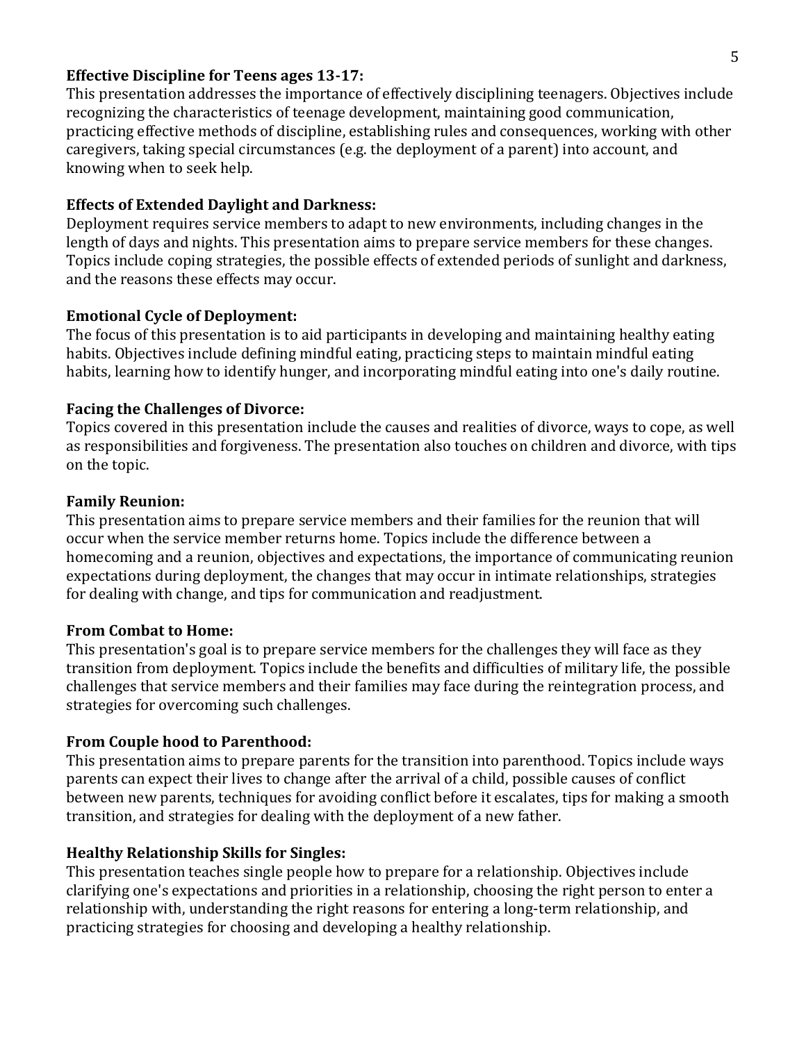**Effective Discipline for Teens ages 13-17:**
This presentation addresses the importance of effectively disciplining teenagers. Objectives include recognizing the characteristics of teenage development, maintaining good communication, practicing effective methods of discipline, establishing rules and consequences, working with other caregivers, taking special circumstances (e.g. the deployment of a parent) into account, and knowing when to seek help.

**Effects of Extended Daylight and Darkness:**
Deployment requires service members to adapt to new environments, including changes in the length of days and nights. This presentation aims to prepare service members for these changes. Topics include coping strategies, the possible effects of extended periods of sunlight and darkness, and the reasons these effects may occur.

**Emotional Cycle of Deployment:**
The focus of this presentation is to aid participants in developing and maintaining healthy eating habits. Objectives include defining mindful eating, practicing steps to maintain mindful eating habits, learning how to identify hunger, and incorporating mindful eating into one's daily routine.

**Facing the Challenges of Divorce:**
Topics covered in this presentation include the causes and realities of divorce, ways to cope, as well as responsibilities and forgiveness. The presentation also touches on children and divorce, with tips on the topic.

**Family Reunion:**
This presentation aims to prepare service members and their families for the reunion that will occur when the service member returns home. Topics include the difference between a homecoming and a reunion, objectives and expectations, the importance of communicating reunion expectations during deployment, the changes that may occur in intimate relationships, strategies for dealing with change, and tips for communication and readjustment.

**From Combat to Home:**
This presentation's goal is to prepare service members for the challenges they will face as they transition from deployment. Topics include the benefits and difficulties of military life, the possible challenges that service members and their families may face during the reintegration process, and strategies for overcoming such challenges.

**From Couple hood to Parenthood:**
This presentation aims to prepare parents for the transition into parenthood. Topics include ways parents can expect their lives to change after the arrival of a child, possible causes of conflict between new parents, techniques for avoiding conflict before it escalates, tips for making a smooth transition, and strategies for dealing with the deployment of a new father.

**Healthy Relationship Skills for Singles:**
This presentation teaches single people how to prepare for a relationship. Objectives include clarifying one's expectations and priorities in a relationship, choosing the right person to enter a relationship with, understanding the right reasons for entering a long-term relationship, and practicing strategies for choosing and developing a healthy relationship.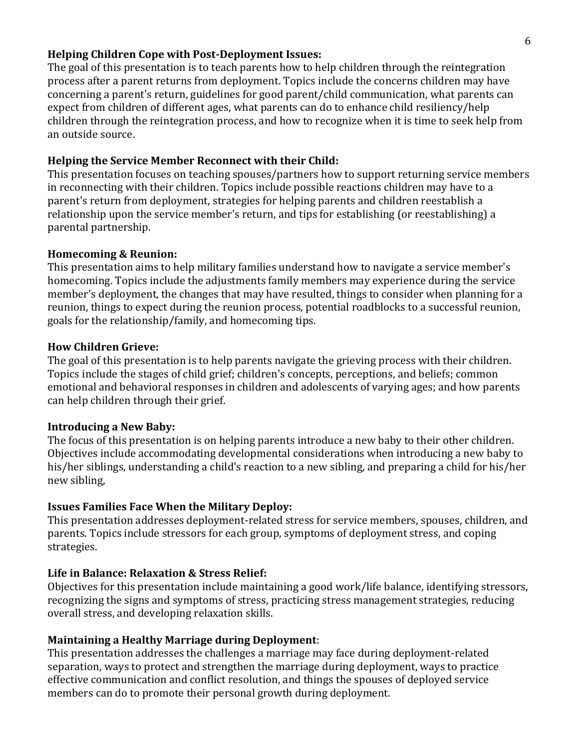**Helping Children Cope with Post-Deployment Issues:**
The goal of this presentation is to teach parents how to help children through the reintegration process after a parent returns from deployment. Topics include the concerns children may have concerning a parent's return, guidelines for good parent/child communication, what parents can expect from children of different ages, what parents can do to enhance child resiliency/help children through the reintegration process, and how to recognize when it is time to seek help from an outside source.

**Helping the Service Member Reconnect with their Child:**
This presentation focuses on teaching spouses/partners how to support returning service members in reconnecting with their children. Topics include possible reactions children may have to a parent's return from deployment, strategies for helping parents and children reestablish a relationship upon the service member's return, and tips for establishing (or reestablishing) a parental partnership.

**Homecoming & Reunion:**
This presentation aims to help military families understand how to navigate a service member's homecoming. Topics include the adjustments family members may experience during the service member's deployment, the changes that may have resulted, things to consider when planning for a reunion, things to expect during the reunion process, potential roadblocks to a successful reunion, goals for the relationship/family, and homecoming tips.

**How Children Grieve:**
The goal of this presentation is to help parents navigate the grieving process with their children. Topics include the stages of child grief; children's concepts, perceptions, and beliefs; common emotional and behavioral responses in children and adolescents of varying ages; and how parents can help children through their grief.

**Introducing a New Baby:**
The focus of this presentation is on helping parents introduce a new baby to their other children. Objectives include accommodating developmental considerations when introducing a new baby to his/her siblings, understanding a child's reaction to a new sibling, and preparing a child for his/her new sibling,

**Issues Families Face When the Military Deploy:**
This presentation addresses deployment-related stress for service members, spouses, children, and parents. Topics include stressors for each group, symptoms of deployment stress, and coping strategies.

**Life in Balance: Relaxation & Stress Relief:**
Objectives for this presentation include maintaining a good work/life balance, identifying stressors, recognizing the signs and symptoms of stress, practicing stress management strategies, reducing overall stress, and developing relaxation skills.

**Maintaining a Healthy Marriage during Deployment**:
This presentation addresses the challenges a marriage may face during deployment-related separation, ways to protect and strengthen the marriage during deployment, ways to practice effective communication and conflict resolution, and things the spouses of deployed service members can do to promote their personal growth during deployment.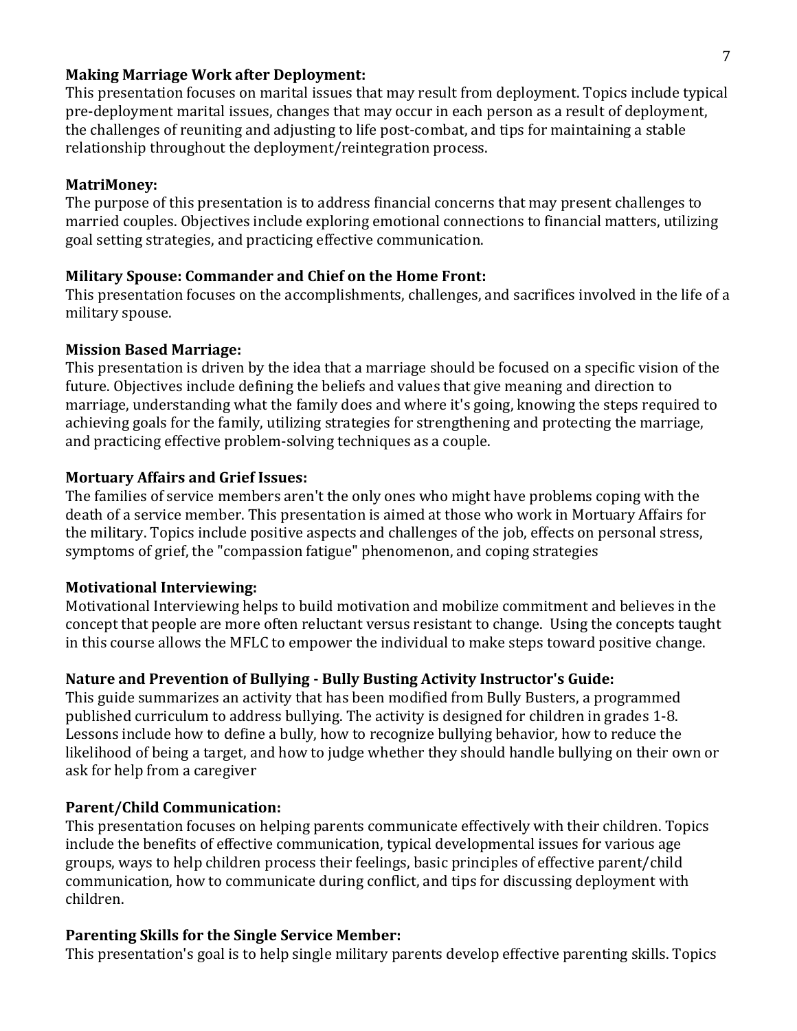**Making Marriage Work after Deployment:**
This presentation focuses on marital issues that may result from deployment. Topics include typical pre-deployment marital issues, changes that may occur in each person as a result of deployment, the challenges of reuniting and adjusting to life post-combat, and tips for maintaining a stable relationship throughout the deployment/reintegration process.

**MatriMoney:**
The purpose of this presentation is to address financial concerns that may present challenges to married couples. Objectives include exploring emotional connections to financial matters, utilizing goal setting strategies, and practicing effective communication.

**Military Spouse: Commander and Chief on the Home Front:**
This presentation focuses on the accomplishments, challenges, and sacrifices involved in the life of a military spouse.

**Mission Based Marriage:**
This presentation is driven by the idea that a marriage should be focused on a specific vision of the future. Objectives include defining the beliefs and values that give meaning and direction to marriage, understanding what the family does and where it's going, knowing the steps required to achieving goals for the family, utilizing strategies for strengthening and protecting the marriage, and practicing effective problem-solving techniques as a couple.

**Mortuary Affairs and Grief Issues:**
The families of service members aren't the only ones who might have problems coping with the death of a service member. This presentation is aimed at those who work in Mortuary Affairs for the military. Topics include positive aspects and challenges of the job, effects on personal stress, symptoms of grief, the "compassion fatigue" phenomenon, and coping strategies

**Motivational Interviewing:**
Motivational Interviewing helps to build motivation and mobilize commitment and believes in the concept that people are more often reluctant versus resistant to change. Using the concepts taught in this course allows the MFLC to empower the individual to make steps toward positive change.

**Nature and Prevention of Bullying - Bully Busting Activity Instructor's Guide:**
This guide summarizes an activity that has been modified from Bully Busters, a programmed published curriculum to address bullying. The activity is designed for children in grades 1-8. Lessons include how to define a bully, how to recognize bullying behavior, how to reduce the likelihood of being a target, and how to judge whether they should handle bullying on their own or ask for help from a caregiver

**Parent/Child Communication:**
This presentation focuses on helping parents communicate effectively with their children. Topics include the benefits of effective communication, typical developmental issues for various age groups, ways to help children process their feelings, basic principles of effective parent/child communication, how to communicate during conflict, and tips for discussing deployment with children.

**Parenting Skills for the Single Service Member:**
This presentation's goal is to help single military parents develop effective parenting skills. Topics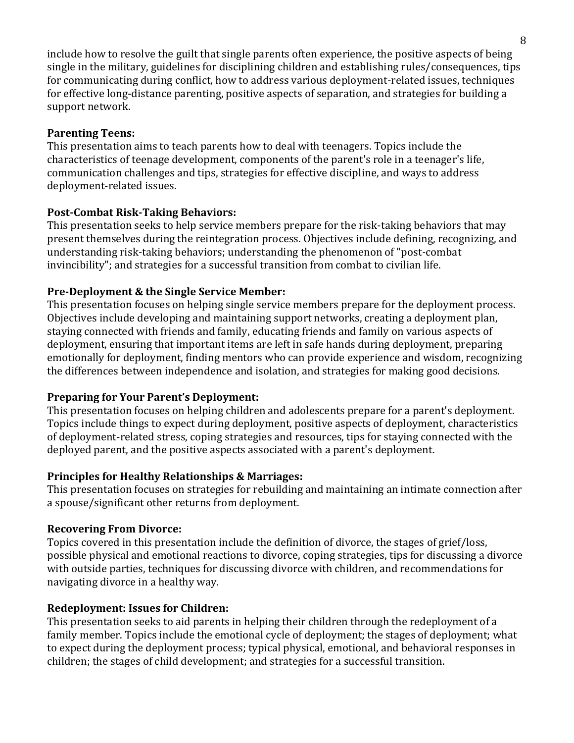include how to resolve the guilt that single parents often experience, the positive aspects of being single in the military, guidelines for disciplining children and establishing rules/consequences, tips for communicating during conflict, how to address various deployment-related issues, techniques for effective long-distance parenting, positive aspects of separation, and strategies for building a support network.

**Parenting Teens:**
This presentation aims to teach parents how to deal with teenagers. Topics include the characteristics of teenage development, components of the parent's role in a teenager's life, communication challenges and tips, strategies for effective discipline, and ways to address deployment-related issues.

**Post-Combat Risk-Taking Behaviors:**
This presentation seeks to help service members prepare for the risk-taking behaviors that may present themselves during the reintegration process. Objectives include defining, recognizing, and understanding risk-taking behaviors; understanding the phenomenon of "post-combat invincibility"; and strategies for a successful transition from combat to civilian life.

**Pre-Deployment & the Single Service Member:**
This presentation focuses on helping single service members prepare for the deployment process. Objectives include developing and maintaining support networks, creating a deployment plan, staying connected with friends and family, educating friends and family on various aspects of deployment, ensuring that important items are left in safe hands during deployment, preparing emotionally for deployment, finding mentors who can provide experience and wisdom, recognizing the differences between independence and isolation, and strategies for making good decisions.

**Preparing for Your Parent's Deployment:**
This presentation focuses on helping children and adolescents prepare for a parent's deployment. Topics include things to expect during deployment, positive aspects of deployment, characteristics of deployment-related stress, coping strategies and resources, tips for staying connected with the deployed parent, and the positive aspects associated with a parent's deployment.

**Principles for Healthy Relationships & Marriages:**
This presentation focuses on strategies for rebuilding and maintaining an intimate connection after a spouse/significant other returns from deployment.

**Recovering From Divorce:**
Topics covered in this presentation include the definition of divorce, the stages of grief/loss, possible physical and emotional reactions to divorce, coping strategies, tips for discussing a divorce with outside parties, techniques for discussing divorce with children, and recommendations for navigating divorce in a healthy way.

**Redeployment: Issues for Children:**
This presentation seeks to aid parents in helping their children through the redeployment of a family member. Topics include the emotional cycle of deployment; the stages of deployment; what to expect during the deployment process; typical physical, emotional, and behavioral responses in children; the stages of child development; and strategies for a successful transition.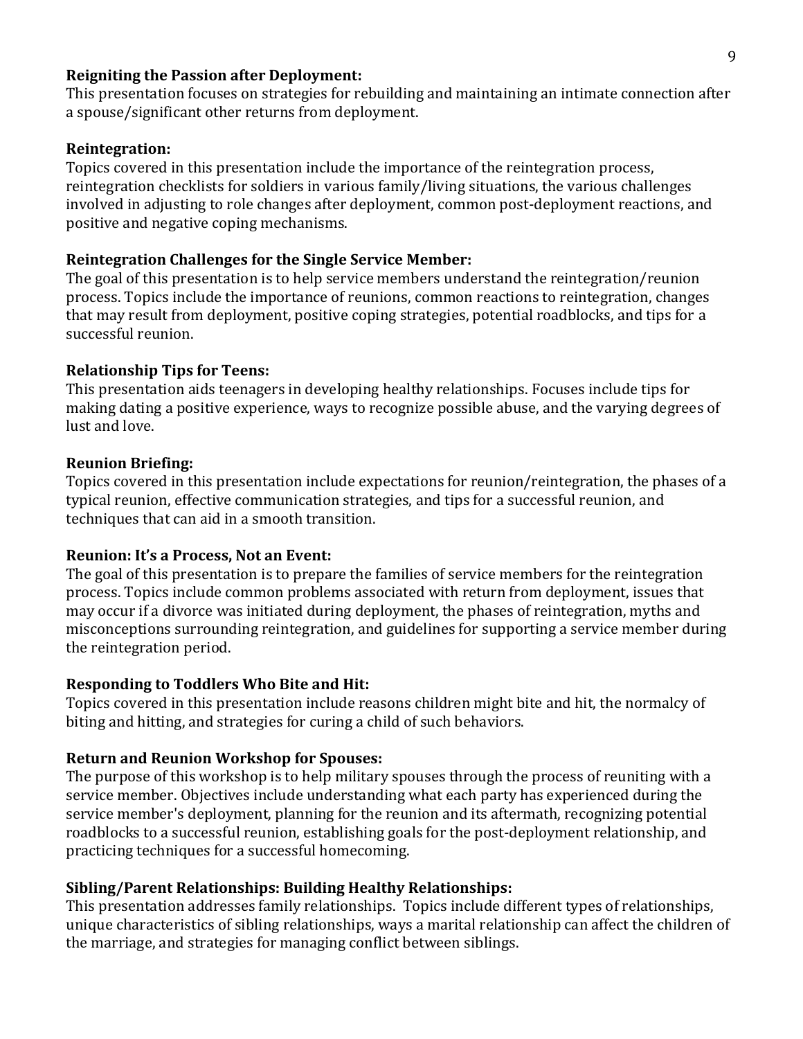**Reigniting the Passion after Deployment:**
This presentation focuses on strategies for rebuilding and maintaining an intimate connection after a spouse/significant other returns from deployment.

**Reintegration:**
Topics covered in this presentation include the importance of the reintegration process, reintegration checklists for soldiers in various family/living situations, the various challenges involved in adjusting to role changes after deployment, common post-deployment reactions, and positive and negative coping mechanisms.

**Reintegration Challenges for the Single Service Member:**
The goal of this presentation is to help service members understand the reintegration/reunion process. Topics include the importance of reunions, common reactions to reintegration, changes that may result from deployment, positive coping strategies, potential roadblocks, and tips for a successful reunion.

**Relationship Tips for Teens:**
This presentation aids teenagers in developing healthy relationships. Focuses include tips for making dating a positive experience, ways to recognize possible abuse, and the varying degrees of lust and love.

**Reunion Briefing:**
Topics covered in this presentation include expectations for reunion/reintegration, the phases of a typical reunion, effective communication strategies, and tips for a successful reunion, and techniques that can aid in a smooth transition.

**Reunion: It's a Process, Not an Event:**
The goal of this presentation is to prepare the families of service members for the reintegration process. Topics include common problems associated with return from deployment, issues that may occur if a divorce was initiated during deployment, the phases of reintegration, myths and misconceptions surrounding reintegration, and guidelines for supporting a service member during the reintegration period.

**Responding to Toddlers Who Bite and Hit:**
Topics covered in this presentation include reasons children might bite and hit, the normalcy of biting and hitting, and strategies for curing a child of such behaviors.

**Return and Reunion Workshop for Spouses:**
The purpose of this workshop is to help military spouses through the process of reuniting with a service member. Objectives include understanding what each party has experienced during the service member's deployment, planning for the reunion and its aftermath, recognizing potential roadblocks to a successful reunion, establishing goals for the post-deployment relationship, and practicing techniques for a successful homecoming.

**Sibling/Parent Relationships: Building Healthy Relationships:**
This presentation addresses family relationships. Topics include different types of relationships, unique characteristics of sibling relationships, ways a marital relationship can affect the children of the marriage, and strategies for managing conflict between siblings.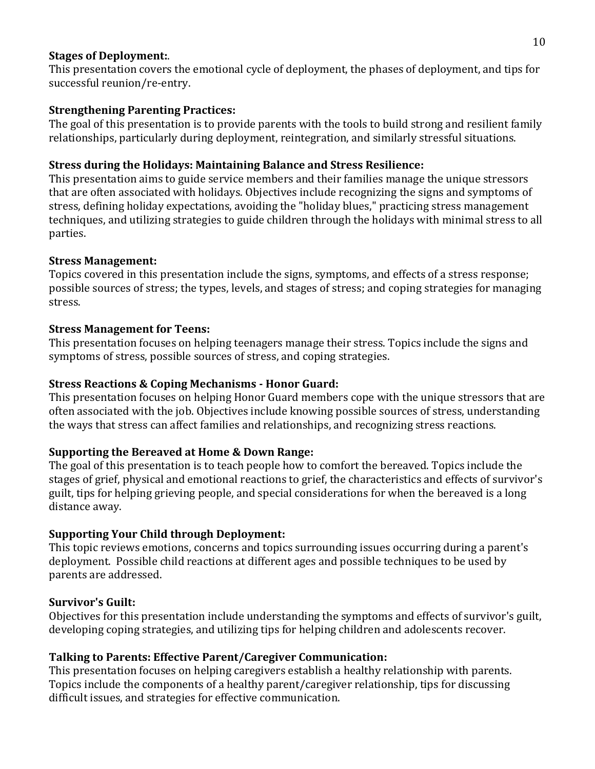**Stages of Deployment:**.
This presentation covers the emotional cycle of deployment, the phases of deployment, and tips for successful reunion/re-entry.

**Strengthening Parenting Practices:**
The goal of this presentation is to provide parents with the tools to build strong and resilient family relationships, particularly during deployment, reintegration, and similarly stressful situations.

**Stress during the Holidays: Maintaining Balance and Stress Resilience:**
This presentation aims to guide service members and their families manage the unique stressors that are often associated with holidays. Objectives include recognizing the signs and symptoms of stress, defining holiday expectations, avoiding the "holiday blues," practicing stress management techniques, and utilizing strategies to guide children through the holidays with minimal stress to all parties.

**Stress Management:**
Topics covered in this presentation include the signs, symptoms, and effects of a stress response; possible sources of stress; the types, levels, and stages of stress; and coping strategies for managing stress.

**Stress Management for Teens:**
This presentation focuses on helping teenagers manage their stress. Topics include the signs and symptoms of stress, possible sources of stress, and coping strategies.

**Stress Reactions & Coping Mechanisms - Honor Guard:**
This presentation focuses on helping Honor Guard members cope with the unique stressors that are often associated with the job. Objectives include knowing possible sources of stress, understanding the ways that stress can affect families and relationships, and recognizing stress reactions.

**Supporting the Bereaved at Home & Down Range:**
The goal of this presentation is to teach people how to comfort the bereaved. Topics include the stages of grief, physical and emotional reactions to grief, the characteristics and effects of survivor's guilt, tips for helping grieving people, and special considerations for when the bereaved is a long distance away.

**Supporting Your Child through Deployment:**
This topic reviews emotions, concerns and topics surrounding issues occurring during a parent's deployment. Possible child reactions at different ages and possible techniques to be used by parents are addressed.

**Survivor's Guilt:**
Objectives for this presentation include understanding the symptoms and effects of survivor's guilt, developing coping strategies, and utilizing tips for helping children and adolescents recover.

**Talking to Parents: Effective Parent/Caregiver Communication:**
This presentation focuses on helping caregivers establish a healthy relationship with parents. Topics include the components of a healthy parent/caregiver relationship, tips for discussing difficult issues, and strategies for effective communication.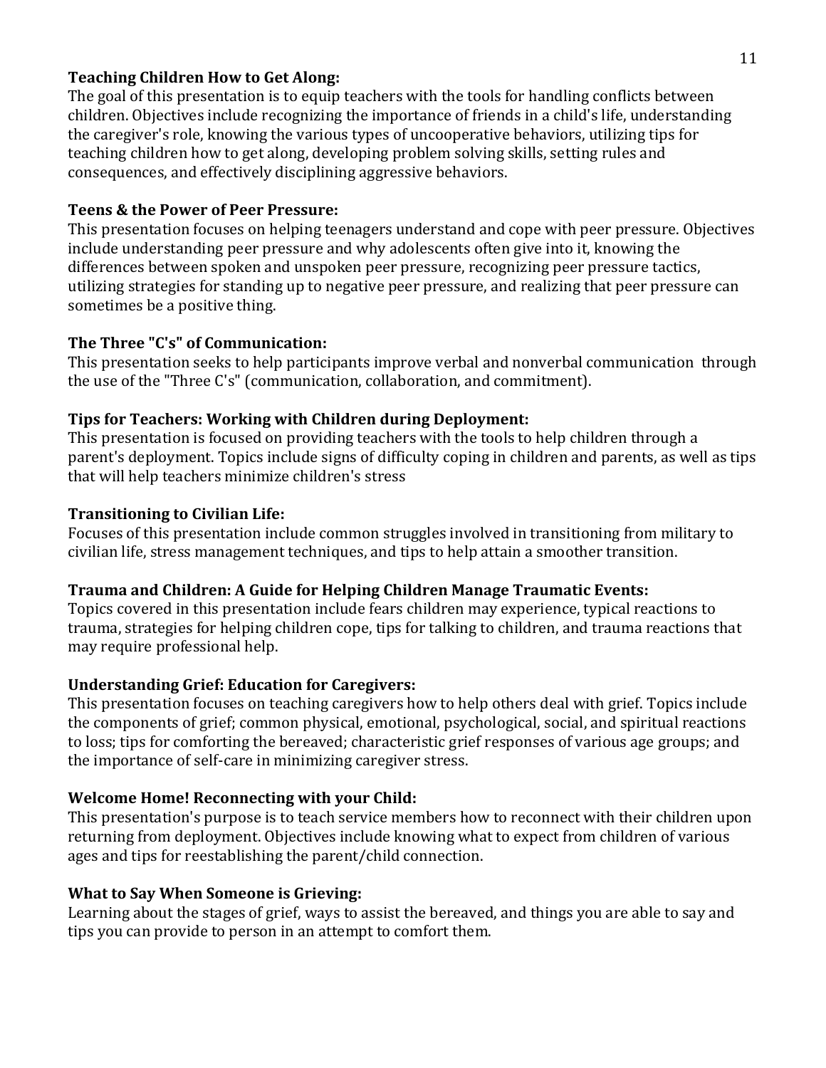**Teaching Children How to Get Along:**
The goal of this presentation is to equip teachers with the tools for handling conflicts between children. Objectives include recognizing the importance of friends in a child's life, understanding the caregiver's role, knowing the various types of uncooperative behaviors, utilizing tips for teaching children how to get along, developing problem solving skills, setting rules and consequences, and effectively disciplining aggressive behaviors.

**Teens & the Power of Peer Pressure:**
This presentation focuses on helping teenagers understand and cope with peer pressure. Objectives include understanding peer pressure and why adolescents often give into it, knowing the differences between spoken and unspoken peer pressure, recognizing peer pressure tactics, utilizing strategies for standing up to negative peer pressure, and realizing that peer pressure can sometimes be a positive thing.

**The Three "C's" of Communication:**
This presentation seeks to help participants improve verbal and nonverbal communication through the use of the "Three C's" (communication, collaboration, and commitment).

**Tips for Teachers: Working with Children during Deployment:**
This presentation is focused on providing teachers with the tools to help children through a parent's deployment. Topics include signs of difficulty coping in children and parents, as well as tips that will help teachers minimize children's stress

**Transitioning to Civilian Life:**
Focuses of this presentation include common struggles involved in transitioning from military to civilian life, stress management techniques, and tips to help attain a smoother transition.

**Trauma and Children: A Guide for Helping Children Manage Traumatic Events:**
Topics covered in this presentation include fears children may experience, typical reactions to trauma, strategies for helping children cope, tips for talking to children, and trauma reactions that may require professional help.

**Understanding Grief: Education for Caregivers:**
This presentation focuses on teaching caregivers how to help others deal with grief. Topics include the components of grief; common physical, emotional, psychological, social, and spiritual reactions to loss; tips for comforting the bereaved; characteristic grief responses of various age groups; and the importance of self-care in minimizing caregiver stress.

**Welcome Home! Reconnecting with your Child:**
This presentation's purpose is to teach service members how to reconnect with their children upon returning from deployment. Objectives include knowing what to expect from children of various ages and tips for reestablishing the parent/child connection.

**What to Say When Someone is Grieving:**
Learning about the stages of grief, ways to assist the bereaved, and things you are able to say and tips you can provide to person in an attempt to comfort them.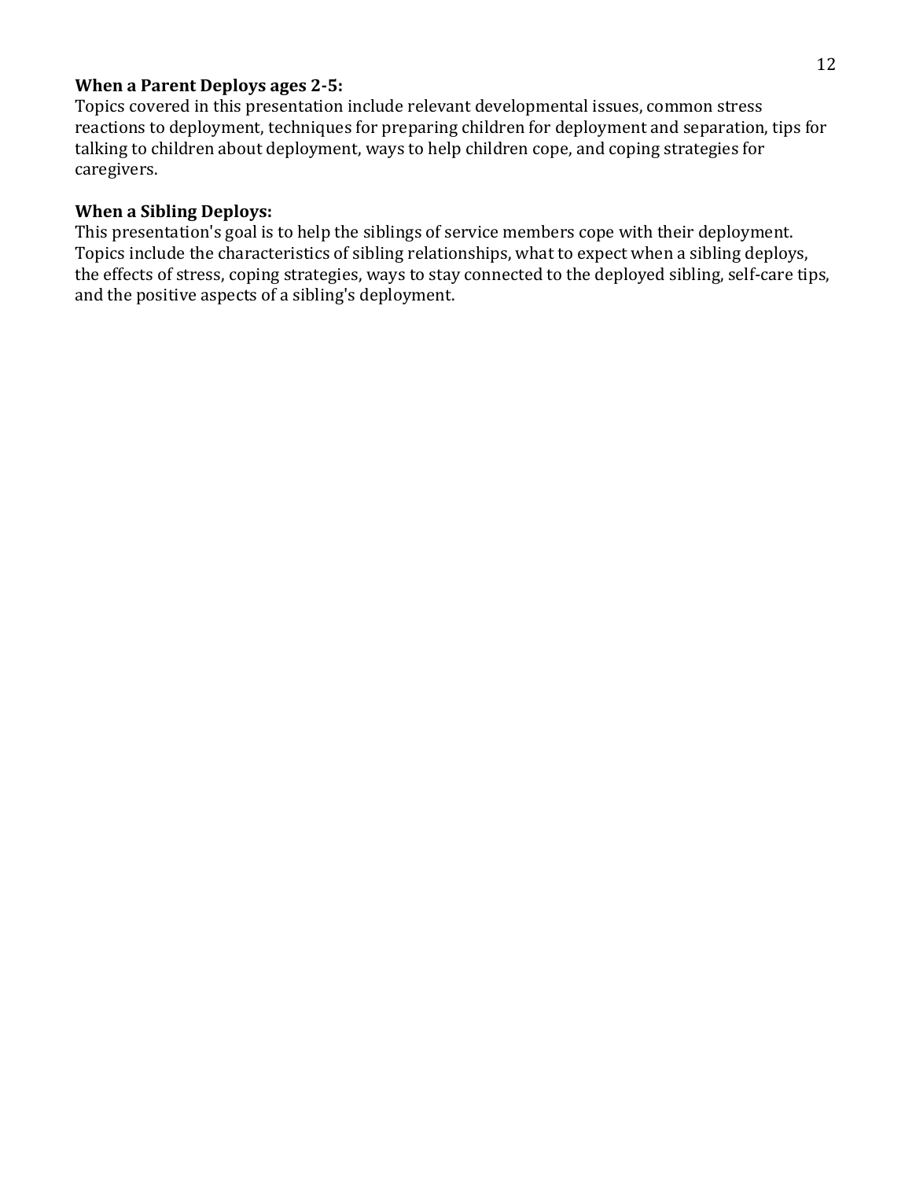**When a Parent Deploys ages 2-5:**
Topics covered in this presentation include relevant developmental issues, common stress reactions to deployment, techniques for preparing children for deployment and separation, tips for talking to children about deployment, ways to help children cope, and coping strategies for caregivers.

**When a Sibling Deploys:**
This presentation's goal is to help the siblings of service members cope with their deployment. Topics include the characteristics of sibling relationships, what to expect when a sibling deploys, the effects of stress, coping strategies, ways to stay connected to the deployed sibling, self-care tips, and the positive aspects of a sibling's deployment.